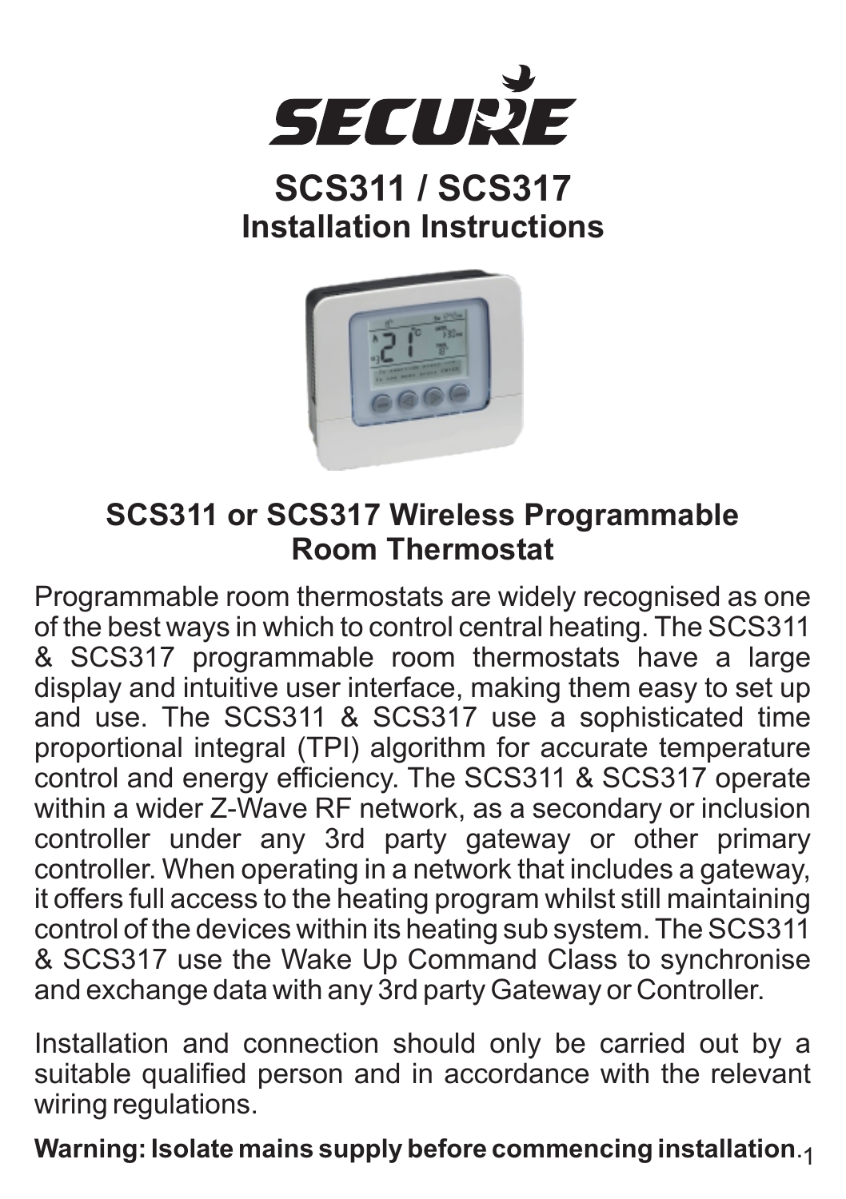# SECURE

# SCS311 / SCS317
## Installation Instructions

## SCS311 or SCS317 Wireless Programmable Room Thermostat

Programmable room thermostats are widely recognised as one of the best ways in which to control central heating. The SCS311 & SCS317 programmable room thermostats have a large display and intuitive user interface, making them easy to set up and use. The SCS311 & SCS317 use a sophisticated time proportional integral (TPI) algorithm for accurate temperature control and energy efficiency. The SCS311 & SCS317 operate within a wider Z-Wave RF network, as a secondary or inclusion controller under any 3rd party gateway or other primary controller. When operating in a network that includes a gateway, it offers full access to the heating program whilst still maintaining control of the devices within its heating sub system. The SCS311 & SCS317 use the Wake Up Command Class to synchronise and exchange data with any 3rd party Gateway or Controller.

Installation and connection should only be carried out by a suitable qualified person and in accordance with the relevant wiring regulations.

**Warning: Isolate mains supply before commencing installation.**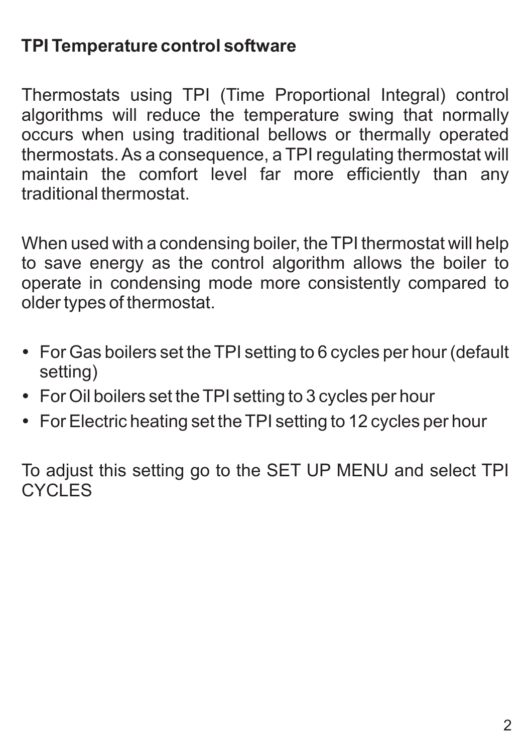## TPI Temperature control software

Thermostats using TPI (Time Proportional Integral) control algorithms will reduce the temperature swing that normally occurs when using traditional bellows or thermally operated thermostats. As a consequence, a TPI regulating thermostat will maintain the comfort level far more efficiently than any traditional thermostat.

When used with a condensing boiler, the TPI thermostat will help to save energy as the control algorithm allows the boiler to operate in condensing mode more consistently compared to older types of thermostat.

- For Gas boilers set the TPI setting to 6 cycles per hour (default setting)
- For Oil boilers set the TPI setting to 3 cycles per hour
- For Electric heating set the TPI setting to 12 cycles per hour

To adjust this setting go to the SET UP MENU and select TPI CYCLES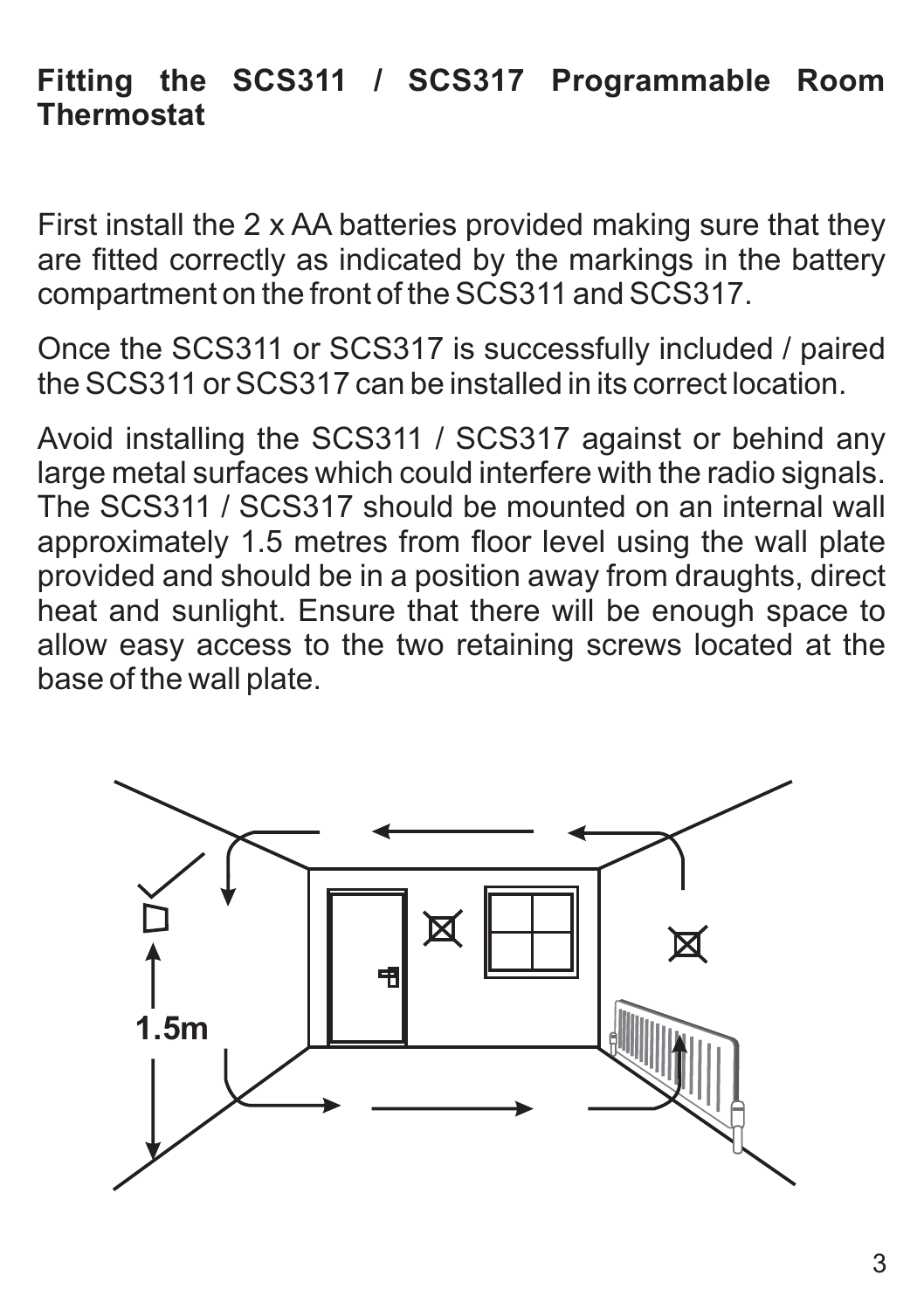## Fitting the SCS311 / SCS317 Programmable Room Thermostat

First install the 2 x AA batteries provided making sure that they are fitted correctly as indicated by the markings in the battery compartment on the front of the SCS311 and SCS317.

Once the SCS311 or SCS317 is successfully included / paired the SCS311 or SCS317 can be installed in its correct location.

Avoid installing the SCS311 / SCS317 against or behind any large metal surfaces which could interfere with the radio signals. The SCS311 / SCS317 should be mounted on an internal wall approximately 1.5 metres from floor level using the wall plate provided and should be in a position away from draughts, direct heat and sunlight. Ensure that there will be enough space to allow easy access to the two retaining screws located at the base of the wall plate.

1.5m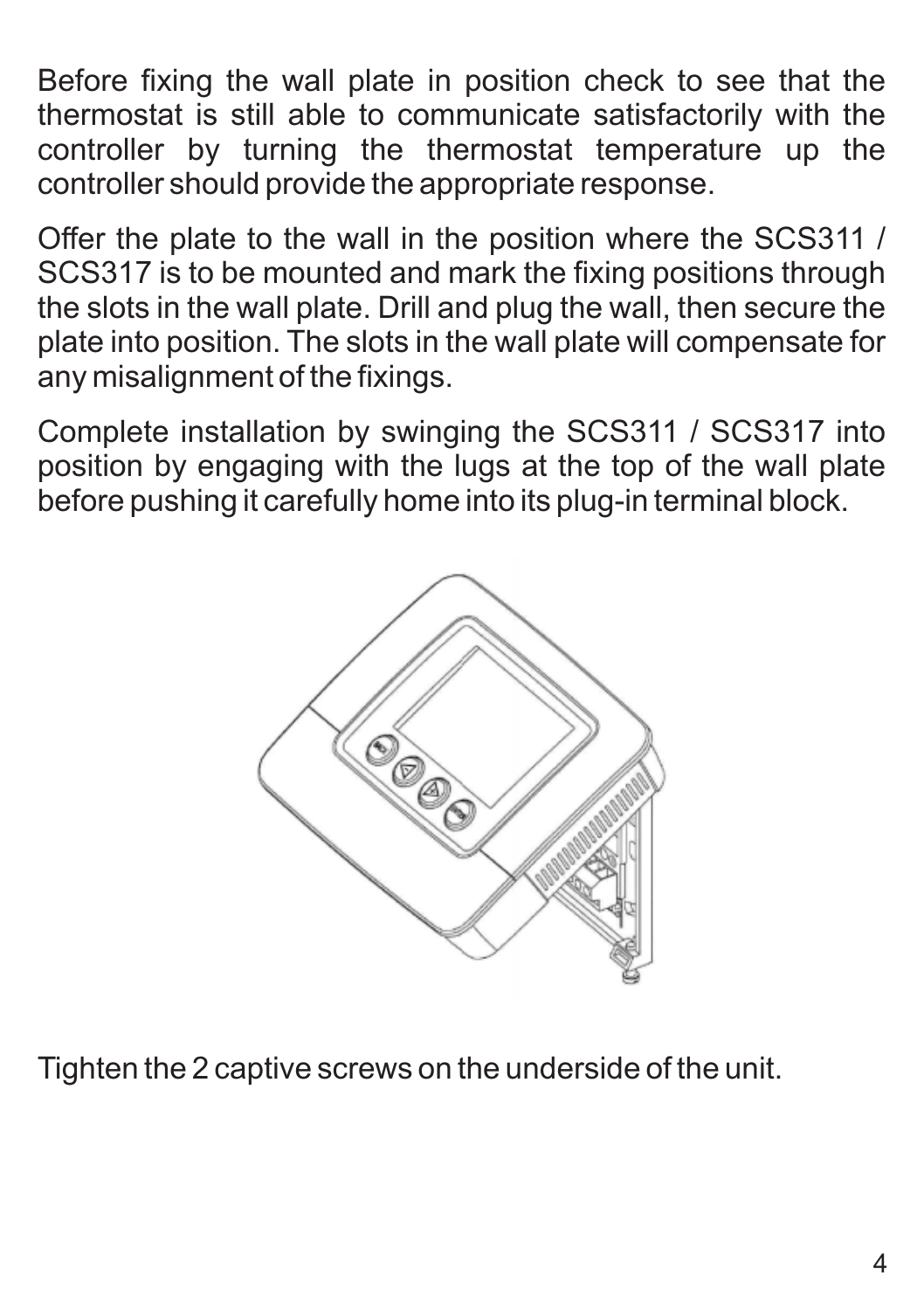Before fixing the wall plate in position check to see that the thermostat is still able to communicate satisfactorily with the controller by turning the thermostat temperature up the controller should provide the appropriate response.

Offer the plate to the wall in the position where the SCS311 / SCS317 is to be mounted and mark the fixing positions through the slots in the wall plate. Drill and plug the wall, then secure the plate into position. The slots in the wall plate will compensate for any misalignment of the fixings.

Complete installation by swinging the SCS311 / SCS317 into position by engaging with the lugs at the top of the wall plate before pushing it carefully home into its plug-in terminal block.

Tighten the 2 captive screws on the underside of the unit.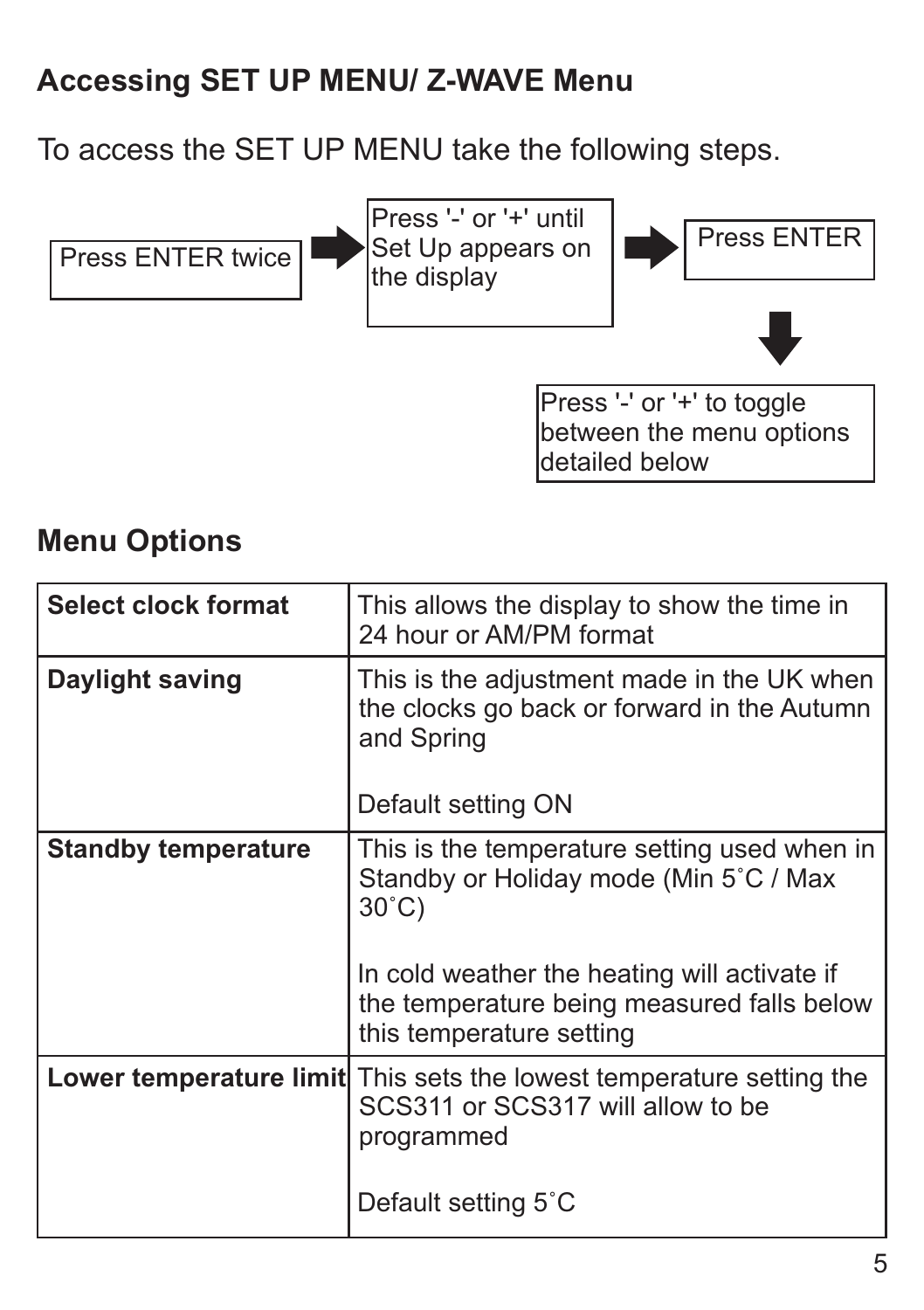## Accessing SET UP MENU/ Z-WAVE Menu

To access the SET UP MENU take the following steps.

Press ENTER twice → Press '-' or '+' until Set Up appears on the display → Press ENTER → Press '-' or '+' to toggle between the menu options detailed below

## Menu Options

| | |
|---|---|
| **Select clock format** | This allows the display to show the time in 24 hour or AM/PM format |
| **Daylight saving** | This is the adjustment made in the UK when the clocks go back or forward in the Autumn and Spring<br><br>Default setting ON |
| **Standby temperature** | This is the temperature setting used when in Standby or Holiday mode (Min 5˚C / Max 30˚C)<br><br>In cold weather the heating will activate if the temperature being measured falls below this temperature setting |
| **Lower temperature limit** | This sets the lowest temperature setting the SCS311 or SCS317 will allow to be programmed<br><br>Default setting 5˚C |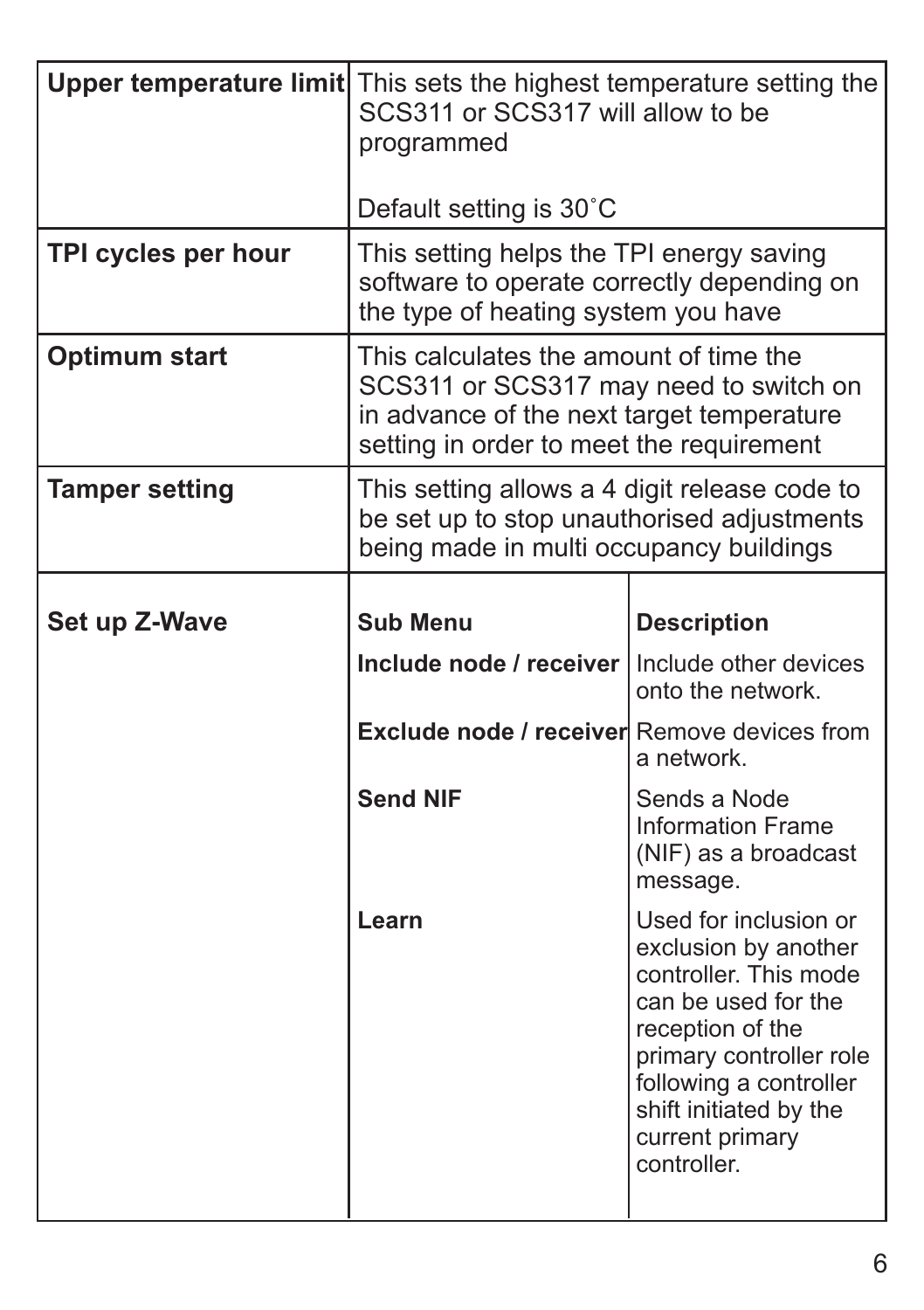| | |
|---|---|
| **Upper temperature limit** | This sets the highest temperature setting the SCS311 or SCS317 will allow to be programmed<br><br>Default setting is 30˚C |
| **TPI cycles per hour** | This setting helps the TPI energy saving software to operate correctly depending on the type of heating system you have |
| **Optimum start** | This calculates the amount of time the SCS311 or SCS317 may need to switch on in advance of the next target temperature setting in order to meet the requirement |
| **Tamper setting** | This setting allows a 4 digit release code to be set up to stop unauthorised adjustments being made in multi occupancy buildings |

| | | |
|---|---|---|
| **Set up Z-Wave** | **Sub Menu** | **Description** |
| | **Include node / receiver** | Include other devices onto the network. |
| | **Exclude node / receiver** | Remove devices from a network. |
| | **Send NIF** | Sends a Node Information Frame (NIF) as a broadcast message. |
| | **Learn** | Used for inclusion or exclusion by another controller. This mode can be used for the reception of the primary controller role following a controller shift initiated by the current primary controller. |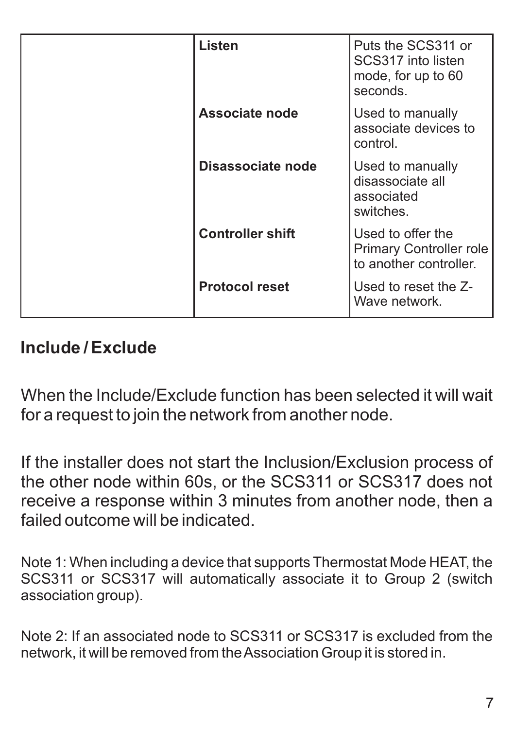| | | |
|---|---|---|
| | **Listen** | Puts the SCS311 or SCS317 into listen mode, for up to 60 seconds. |
| | **Associate node** | Used to manually associate devices to control. |
| | **Disassociate node** | Used to manually disassociate all associated switches. |
| | **Controller shift** | Used to offer the Primary Controller role to another controller. |
| | **Protocol reset** | Used to reset the Z-Wave network. |

## Include / Exclude

When the Include/Exclude function has been selected it will wait for a request to join the network from another node.

If the installer does not start the Inclusion/Exclusion process of the other node within 60s, or the SCS311 or SCS317 does not receive a response within 3 minutes from another node, then a failed outcome will be indicated.

Note 1: When including a device that supports Thermostat Mode HEAT, the SCS311 or SCS317 will automatically associate it to Group 2 (switch association group).

Note 2: If an associated node to SCS311 or SCS317 is excluded from the network, it will be removed from the Association Group it is stored in.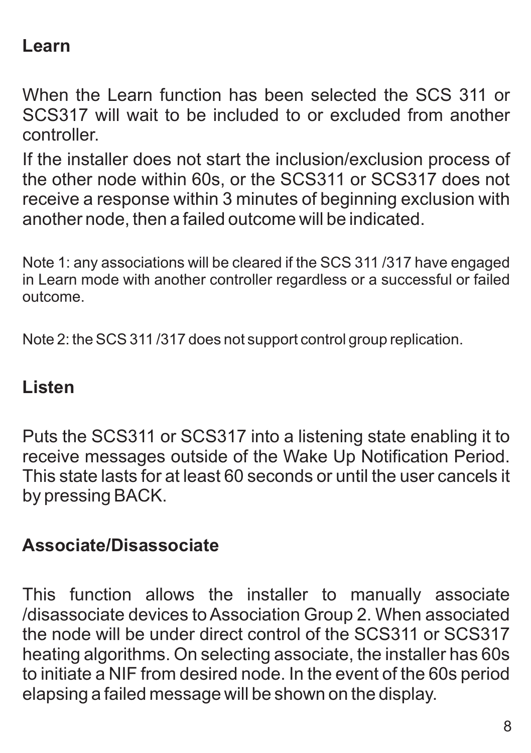## Learn

When the Learn function has been selected the SCS 311 or SCS317 will wait to be included to or excluded from another controller.

If the installer does not start the inclusion/exclusion process of the other node within 60s, or the SCS311 or SCS317 does not receive a response within 3 minutes of beginning exclusion with another node, then a failed outcome will be indicated.

Note 1: any associations will be cleared if the SCS 311 /317 have engaged in Learn mode with another controller regardless or a successful or failed outcome.

Note 2: the SCS 311 /317 does not support control group replication.

## Listen

Puts the SCS311 or SCS317 into a listening state enabling it to receive messages outside of the Wake Up Notification Period. This state lasts for at least 60 seconds or until the user cancels it by pressing BACK.

## Associate/Disassociate

This function allows the installer to manually associate /disassociate devices to Association Group 2. When associated the node will be under direct control of the SCS311 or SCS317 heating algorithms. On selecting associate, the installer has 60s to initiate a NIF from desired node. In the event of the 60s period elapsing a failed message will be shown on the display.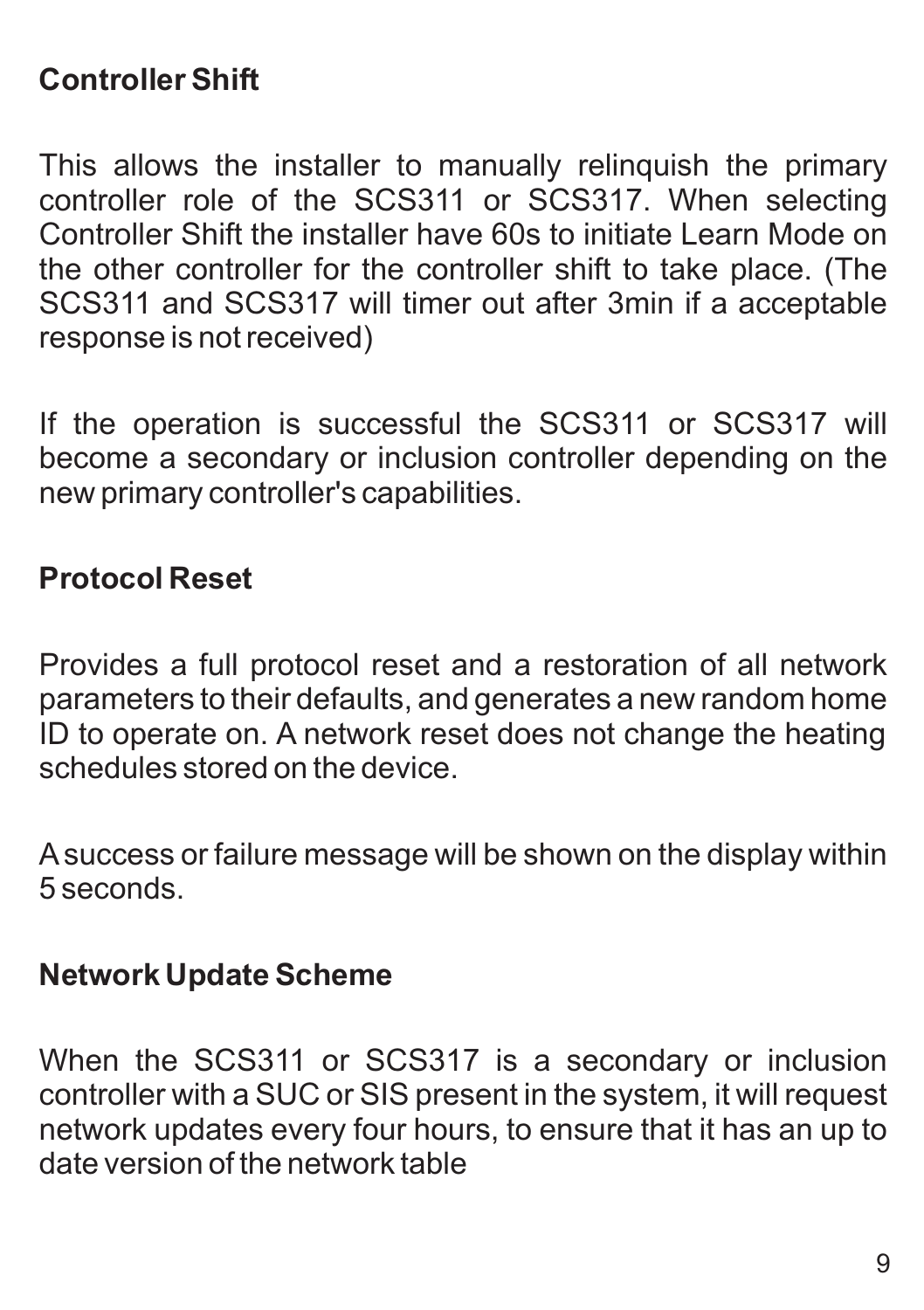## Controller Shift

This allows the installer to manually relinquish the primary controller role of the SCS311 or SCS317. When selecting Controller Shift the installer have 60s to initiate Learn Mode on the other controller for the controller shift to take place. (The SCS311 and SCS317 will timer out after 3min if a acceptable response is not received)

If the operation is successful the SCS311 or SCS317 will become a secondary or inclusion controller depending on the new primary controller's capabilities.

## Protocol Reset

Provides a full protocol reset and a restoration of all network parameters to their defaults, and generates a new random home ID to operate on. A network reset does not change the heating schedules stored on the device.

A success or failure message will be shown on the display within 5 seconds.

## Network Update Scheme

When the SCS311 or SCS317 is a secondary or inclusion controller with a SUC or SIS present in the system, it will request network updates every four hours, to ensure that it has an up to date version of the network table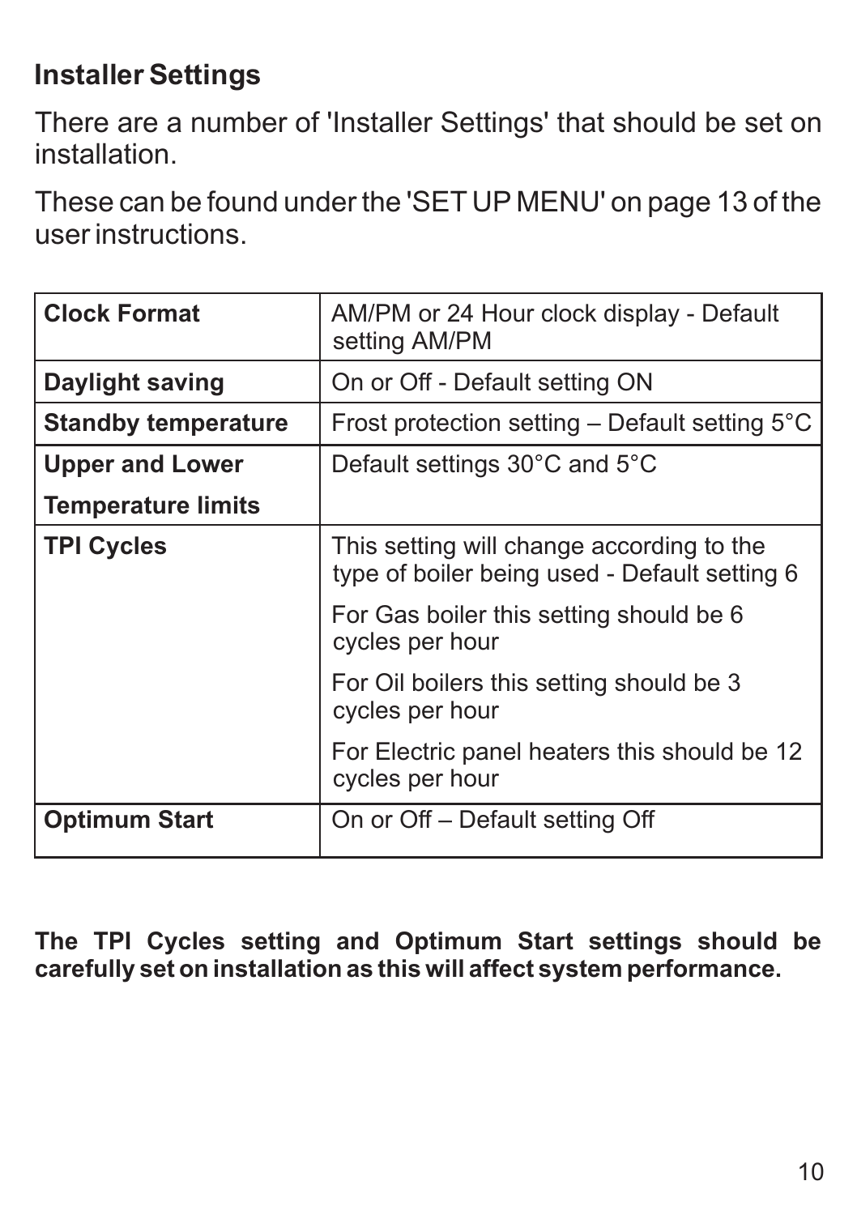## Installer Settings

There are a number of 'Installer Settings' that should be set on installation.

These can be found under the 'SET UP MENU' on page 13 of the user instructions.

| | |
|---|---|
| **Clock Format** | AM/PM or 24 Hour clock display - Default setting AM/PM |
| **Daylight saving** | On or Off - Default setting ON |
| **Standby temperature** | Frost protection setting – Default setting 5°C |
| **Upper and Lower Temperature limits** | Default settings 30°C and 5°C |
| **TPI Cycles** | This setting will change according to the type of boiler being used - Default setting 6<br>For Gas boiler this setting should be 6 cycles per hour<br>For Oil boilers this setting should be 3 cycles per hour<br>For Electric panel heaters this should be 12 cycles per hour |
| **Optimum Start** | On or Off – Default setting Off |

**The TPI Cycles setting and Optimum Start settings should be carefully set on installation as this will affect system performance.**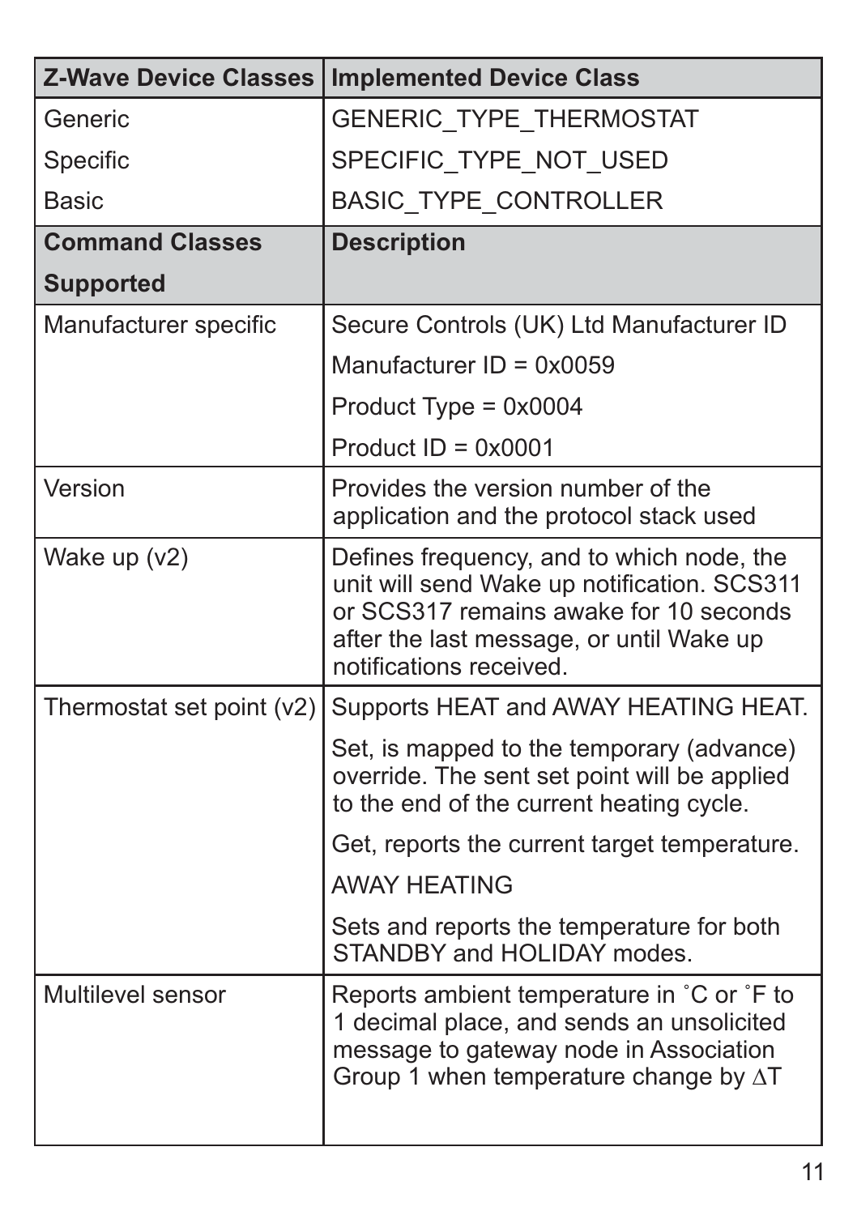| Z-Wave Device Classes | Implemented Device Class |
|---|---|
| Generic<br>Specific<br>Basic | GENERIC_TYPE_THERMOSTAT<br>SPECIFIC_TYPE_NOT_USED<br>BASIC_TYPE_CONTROLLER |
| **Command Classes Supported** | **Description** |
| Manufacturer specific | Secure Controls (UK) Ltd Manufacturer ID<br>Manufacturer ID = 0x0059<br>Product Type = 0x0004<br>Product ID = 0x0001 |
| Version | Provides the version number of the application and the protocol stack used |
| Wake up (v2) | Defines frequency, and to which node, the unit will send Wake up notification. SCS311 or SCS317 remains awake for 10 seconds after the last message, or until Wake up notifications received. |
| Thermostat set point (v2) | Supports HEAT and AWAY HEATING HEAT.<br>Set, is mapped to the temporary (advance) override. The sent set point will be applied to the end of the current heating cycle.<br>Get, reports the current target temperature.<br>AWAY HEATING<br>Sets and reports the temperature for both STANDBY and HOLIDAY modes. |
| Multilevel sensor | Reports ambient temperature in ˚C or ˚F to 1 decimal place, and sends an unsolicited message to gateway node in Association Group 1 when temperature change by $\Delta T$ |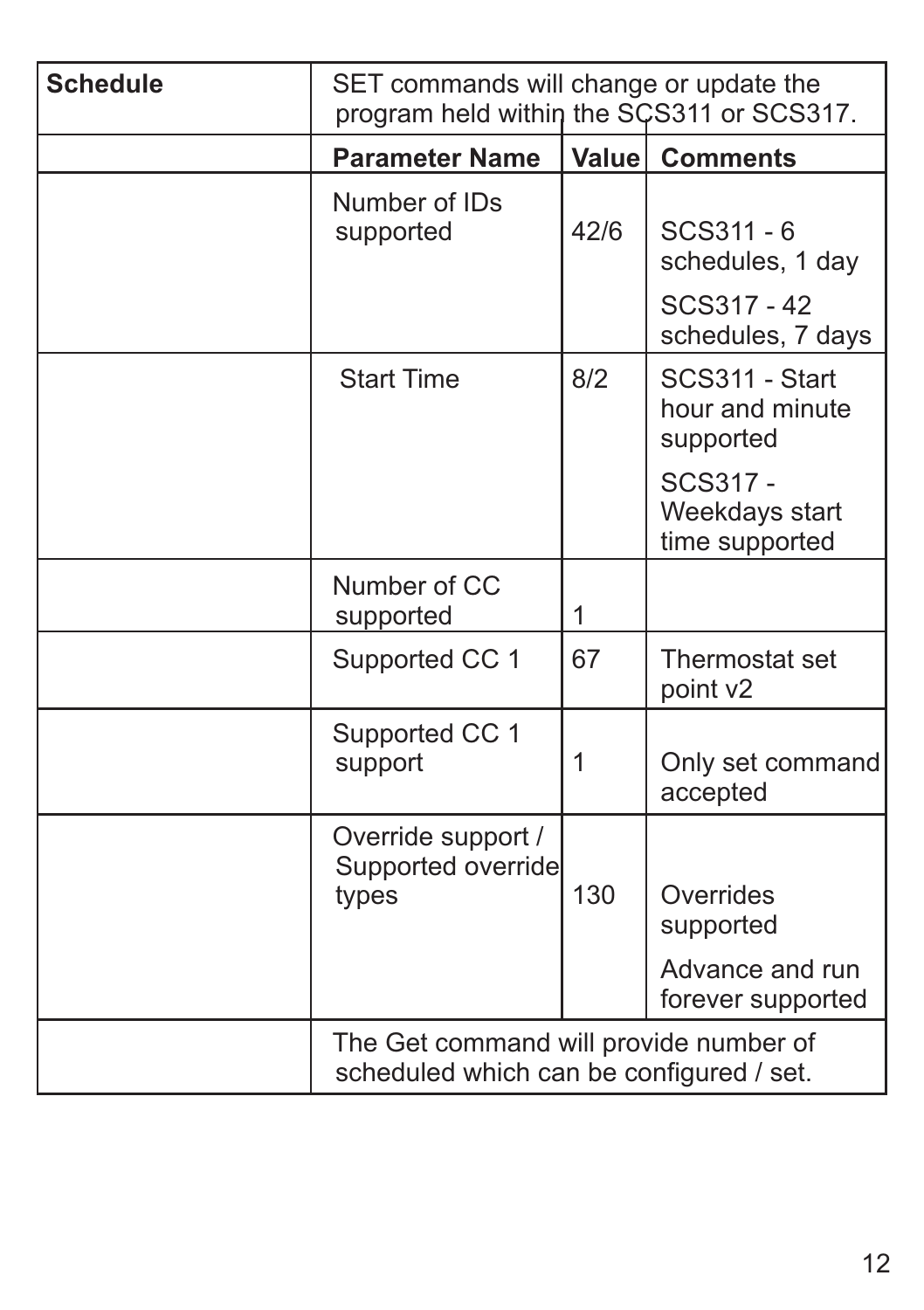| Schedule | SET commands will change or update the program held within the SCS311 or SCS317. | | |
|---|---|---|---|
| | **Parameter Name** | **Value** | **Comments** |
| | Number of IDs supported | 42/6 | SCS311 - 6 schedules, 1 day<br>SCS317 - 42 schedules, 7 days |
| | Start Time | 8/2 | SCS311 - Start hour and minute supported<br>SCS317 - Weekdays start time supported |
| | Number of CC supported | 1 | |
| | Supported CC 1 | 67 | Thermostat set point v2 |
| | Supported CC 1 support | 1 | Only set command accepted |
| | Override support / Supported override types | 130 | Overrides supported<br>Advance and run forever supported |
| | The Get command will provide number of scheduled which can be configured / set. | | |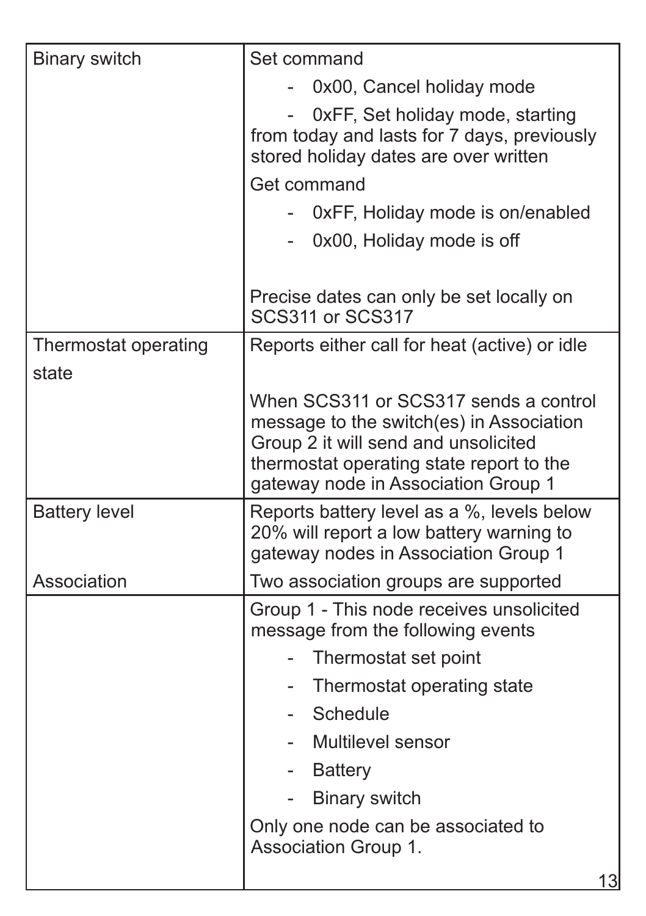| | |
|---|---|
| Binary switch | Set command<br>- 0x00, Cancel holiday mode<br>- 0xFF, Set holiday mode, starting from today and lasts for 7 days, previously stored holiday dates are over written<br>Get command<br>- 0xFF, Holiday mode is on/enabled<br>- 0x00, Holiday mode is off<br><br>Precise dates can only be set locally on SCS311 or SCS317 |
| Thermostat operating state | Reports either call for heat (active) or idle<br><br>When SCS311 or SCS317 sends a control message to the switch(es) in Association Group 2 it will send and unsolicited thermostat operating state report to the gateway node in Association Group 1 |
| Battery level | Reports battery level as a %, levels below 20% will report a low battery warning to gateway nodes in Association Group 1 |
| Association | Two association groups are supported |
| | Group 1 - This node receives unsolicited message from the following events<br>- Thermostat set point<br>- Thermostat operating state<br>- Schedule<br>- Multilevel sensor<br>- Battery<br>- Binary switch<br>Only one node can be associated to Association Group 1. |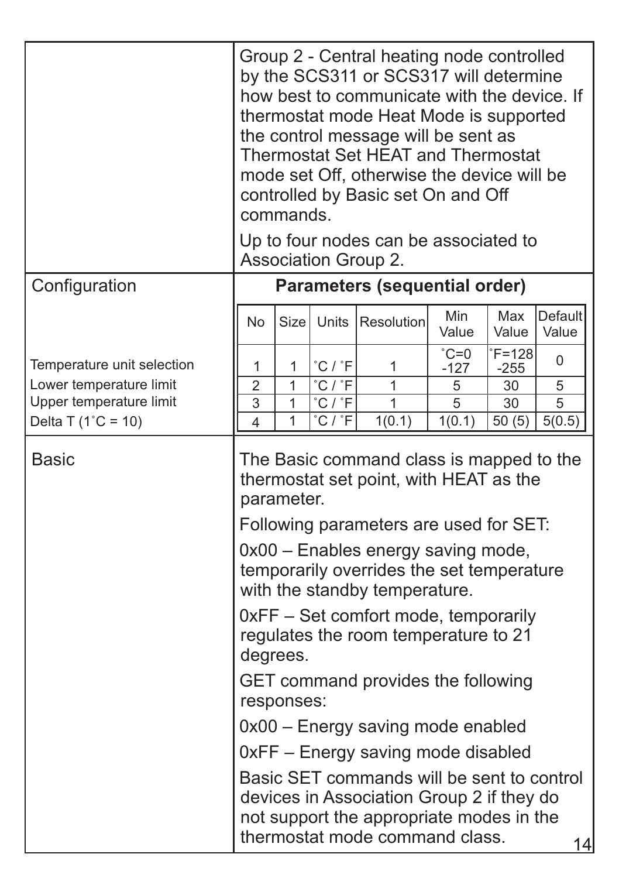Group 2 - Central heating node controlled by the SCS311 or SCS317 will determine how best to communicate with the device. If thermostat mode Heat Mode is supported the control message will be sent as Thermostat Set HEAT and Thermostat mode set Off, otherwise the device will be controlled by Basic set On and Off commands.

Up to four nodes can be associated to Association Group 2.

## Configuration

**Parameters (sequential order)**

| | No | Size | Units | Resolution | Min Value | Max Value | Default Value |
|---|---|---|---|---|---|---|---|
| Temperature unit selection | 1 | 1 | ˚C / ˚F | 1 | ˚C=0 -127 | ˚F=128 -255 | 0 |
| Lower temperature limit | 2 | 1 | ˚C / ˚F | 1 | 5 | 30 | 5 |
| Upper temperature limit | 3 | 1 | ˚C / ˚F | 1 | 5 | 30 | 5 |
| Delta T (1˚C = 10) | 4 | 1 | ˚C / ˚F | 1(0.1) | 1(0.1) | 50 (5) | 5(0.5) |

## Basic

The Basic command class is mapped to the thermostat set point, with HEAT as the parameter.

Following parameters are used for SET:

0x00 – Enables energy saving mode, temporarily overrides the set temperature with the standby temperature.

0xFF – Set comfort mode, temporarily regulates the room temperature to 21 degrees.

GET command provides the following responses:

0x00 – Energy saving mode enabled

0xFF – Energy saving mode disabled

Basic SET commands will be sent to control devices in Association Group 2 if they do not support the appropriate modes in the thermostat mode command class.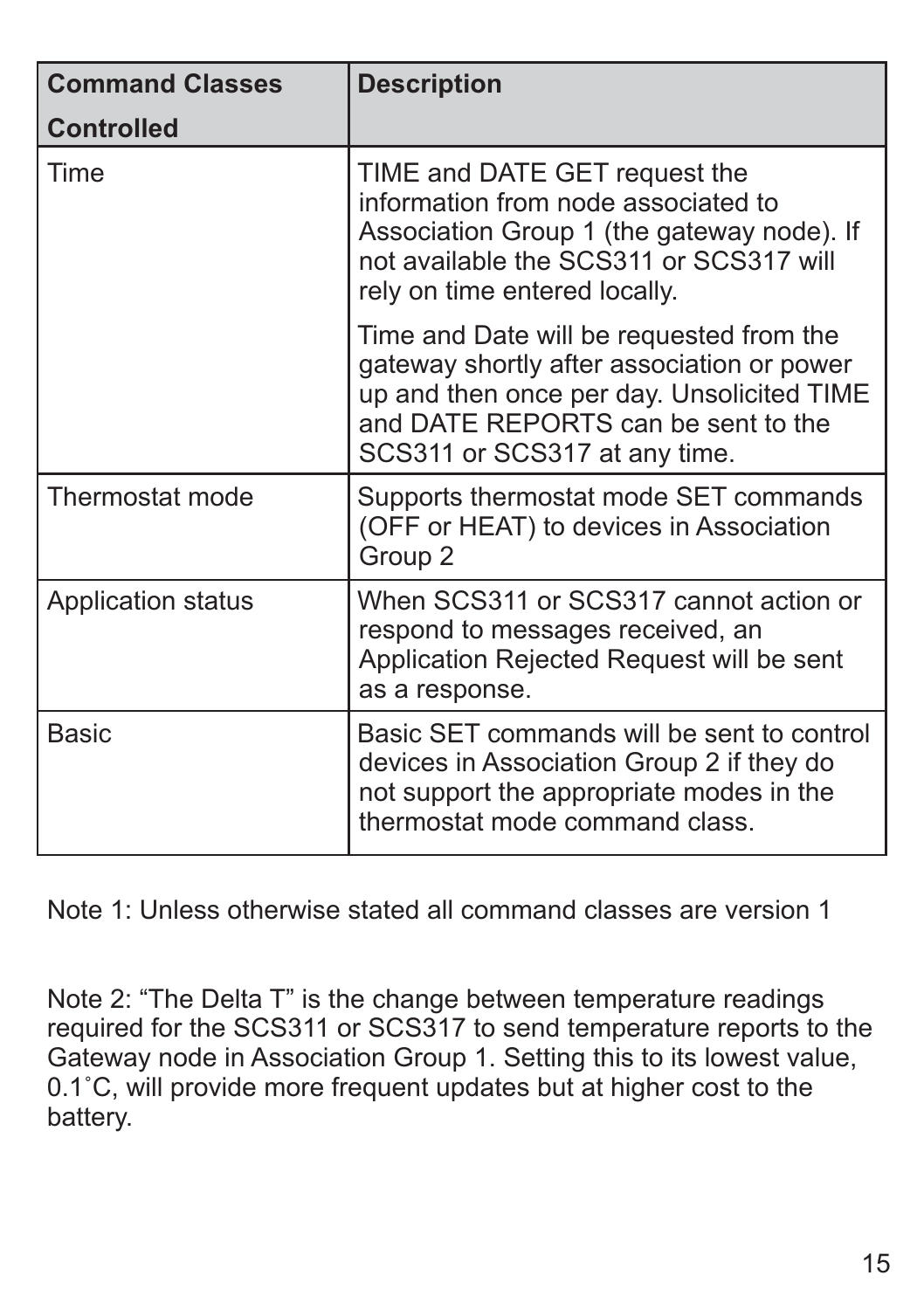| Command Classes Controlled | Description |
|---|---|
| Time | TIME and DATE GET request the information from node associated to Association Group 1 (the gateway node). If not available the SCS311 or SCS317 will rely on time entered locally.<br><br>Time and Date will be requested from the gateway shortly after association or power up and then once per day. Unsolicited TIME and DATE REPORTS can be sent to the SCS311 or SCS317 at any time. |
| Thermostat mode | Supports thermostat mode SET commands (OFF or HEAT) to devices in Association Group 2 |
| Application status | When SCS311 or SCS317 cannot action or respond to messages received, an Application Rejected Request will be sent as a response. |
| Basic | Basic SET commands will be sent to control devices in Association Group 2 if they do not support the appropriate modes in the thermostat mode command class. |

Note 1: Unless otherwise stated all command classes are version 1

Note 2: “The Delta T” is the change between temperature readings required for the SCS311 or SCS317 to send temperature reports to the Gateway node in Association Group 1. Setting this to its lowest value, 0.1˚C, will provide more frequent updates but at higher cost to the battery.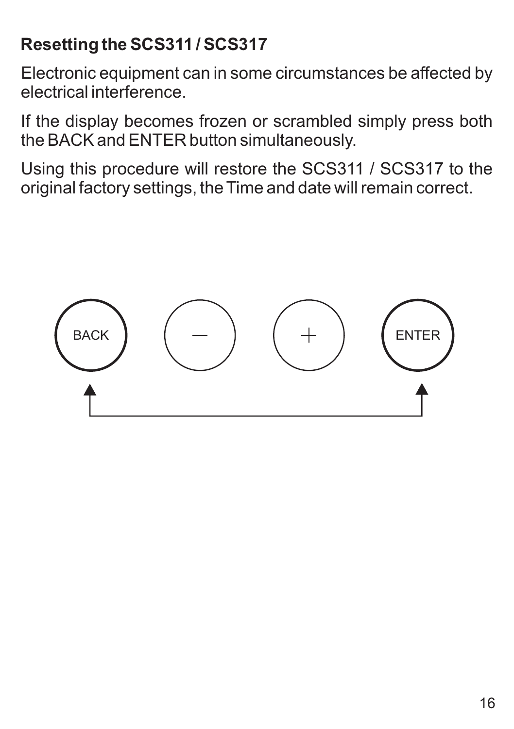**Resetting the SCS311 / SCS317**

Electronic equipment can in some circumstances be affected by electrical interference.

If the display becomes frozen or scrambled simply press both the BACK and ENTER button simultaneously.

Using this procedure will restore the SCS311 / SCS317 to the original factory settings, the Time and date will remain correct.

BACK — + ENTER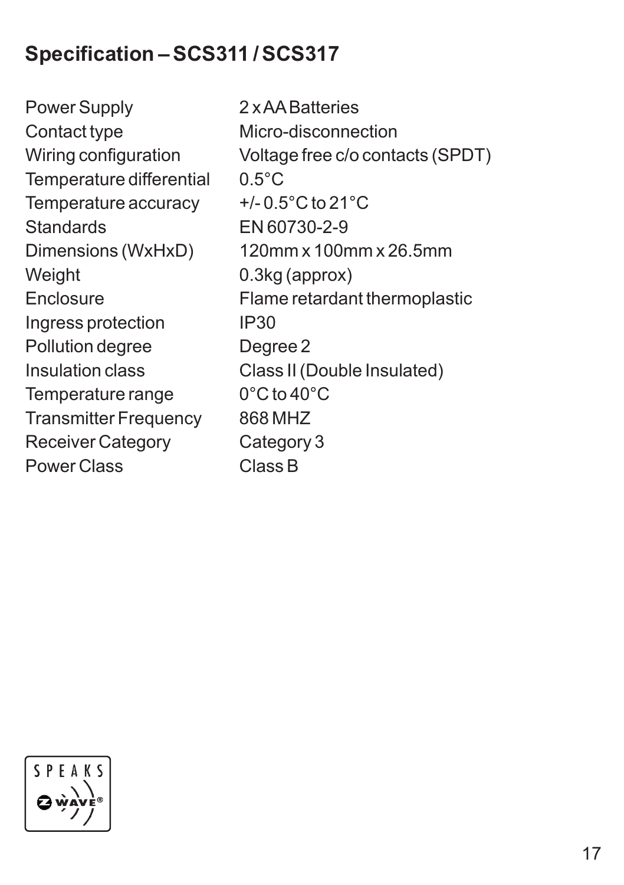## Specification – SCS311 / SCS317

| | |
|---|---|
| Power Supply | 2 x AA Batteries |
| Contact type | Micro-disconnection |
| Wiring configuration | Voltage free c/o contacts (SPDT) |
| Temperature differential | 0.5°C |
| Temperature accuracy | +/- 0.5°C to 21°C |
| Standards | EN 60730-2-9 |
| Dimensions (WxHxD) | 120mm x 100mm x 26.5mm |
| Weight | 0.3kg (approx) |
| Enclosure | Flame retardant thermoplastic |
| Ingress protection | IP30 |
| Pollution degree | Degree 2 |
| Insulation class | Class II (Double Insulated) |
| Temperature range | 0°C to 40°C |
| Transmitter Frequency | 868 MHZ |
| Receiver Category | Category 3 |
| Power Class | Class B |

SPEAKS Z-WAVE®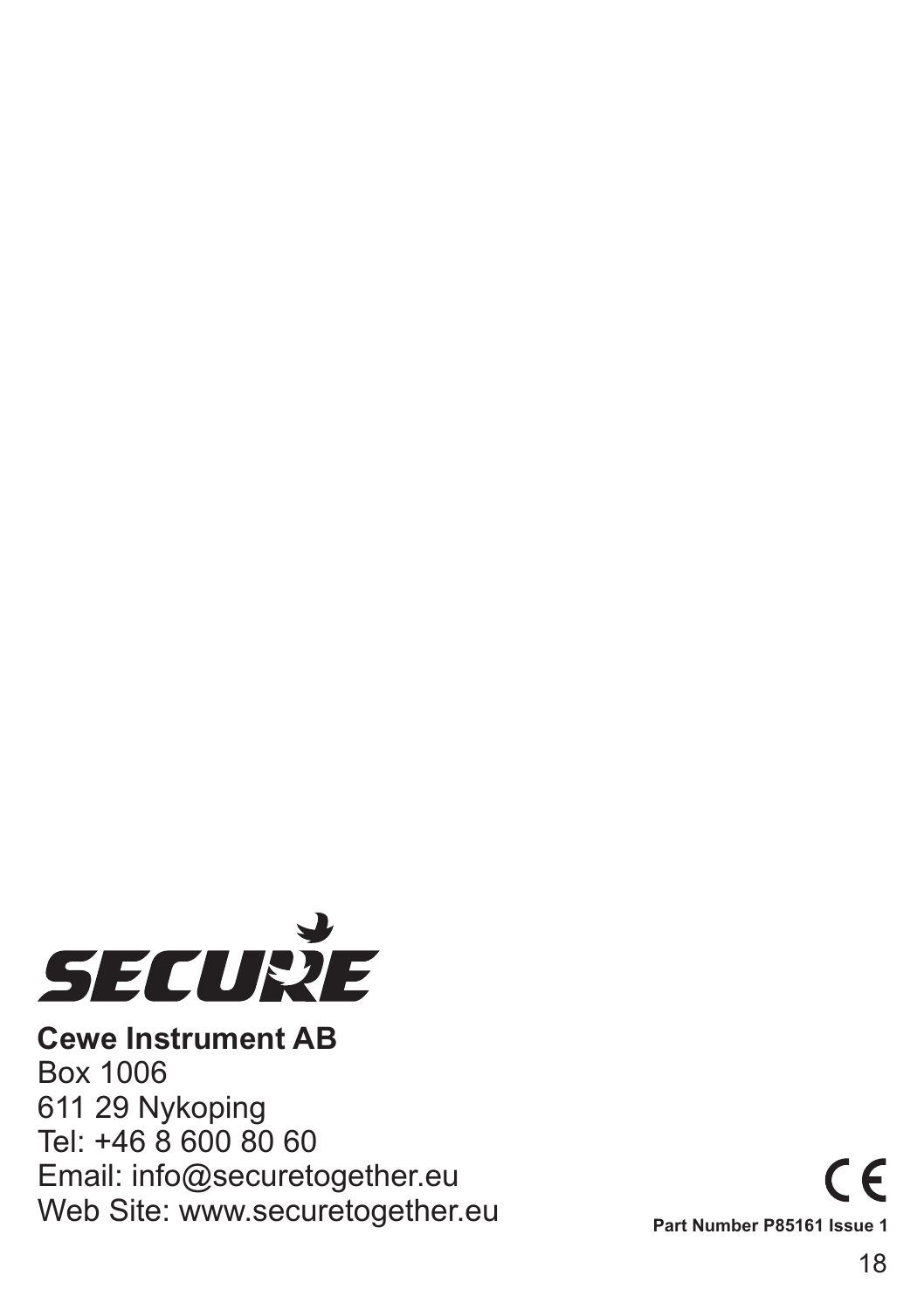SECURE

**Cewe Instrument AB**
Box 1006
611 29 Nykoping
Tel: +46 8 600 80 60
Email: info@securetogether.eu
Web Site: www.securetogether.eu

CE

**Part Number P85161 Issue 1**